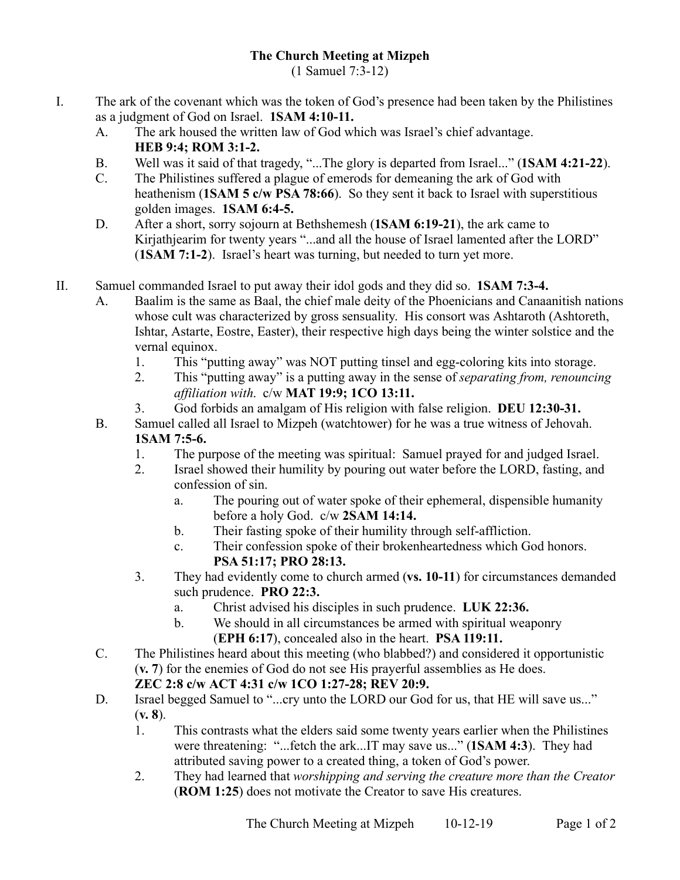# The Church Meeting at Mizpeh

(1 Samuel 7:3-12)

I. The ark of the covenant which was the token of God's presence had been taken by the Philistines as a judgment of God on Israel. **1SAM 4:10-11.**

   A. The ark housed the written law of God which was Israel's chief advantage. **HEB 9:4; ROM 3:1-2.**

   B. Well was it said of that tragedy, "...The glory is departed from Israel..." (**1SAM 4:21-22**).

   C. The Philistines suffered a plague of emerods for demeaning the ark of God with heathenism (**1SAM 5 c/w PSA 78:66**). So they sent it back to Israel with superstitious golden images. **1SAM 6:4-5.**

   D. After a short, sorry sojourn at Bethshemesh (**1SAM 6:19-21**), the ark came to Kirjathjearim for twenty years "...and all the house of Israel lamented after the LORD" (**1SAM 7:1-2**). Israel's heart was turning, but needed to turn yet more.

II. Samuel commanded Israel to put away their idol gods and they did so. **1SAM 7:3-4.**

   A. Baalim is the same as Baal, the chief male deity of the Phoenicians and Canaanitish nations whose cult was characterized by gross sensuality. His consort was Ashtaroth (Ashtoreth, Ishtar, Astarte, Eostre, Easter), their respective high days being the winter solstice and the vernal equinox.

      1. This "putting away" was NOT putting tinsel and egg-coloring kits into storage.

      2. This "putting away" is a putting away in the sense of *separating from, renouncing affiliation with*. c/w **MAT 19:9; 1CO 13:11.**

      3. God forbids an amalgam of His religion with false religion. **DEU 12:30-31.**

   B. Samuel called all Israel to Mizpeh (watchtower) for he was a true witness of Jehovah. **1SAM 7:5-6.**

      1. The purpose of the meeting was spiritual: Samuel prayed for and judged Israel.

      2. Israel showed their humility by pouring out water before the LORD, fasting, and confession of sin.

         a. The pouring out of water spoke of their ephemeral, dispensible humanity before a holy God. c/w **2SAM 14:14.**

         b. Their fasting spoke of their humility through self-affliction.

         c. Their confession spoke of their brokenheartedness which God honors. **PSA 51:17; PRO 28:13.**

      3. They had evidently come to church armed (**vs. 10-11**) for circumstances demanded such prudence. **PRO 22:3.**

         a. Christ advised his disciples in such prudence. **LUK 22:36.**

         b. We should in all circumstances be armed with spiritual weaponry (**EPH 6:17**), concealed also in the heart. **PSA 119:11.**

   C. The Philistines heard about this meeting (who blabbed?) and considered it opportunistic (**v. 7**) for the enemies of God do not see His prayerful assemblies as He does. **ZEC 2:8 c/w ACT 4:31 c/w 1CO 1:27-28; REV 20:9.**

   D. Israel begged Samuel to "...cry unto the LORD our God for us, that HE will save us..." (**v. 8**).

      1. This contrasts what the elders said some twenty years earlier when the Philistines were threatening: "...fetch the ark...IT may save us..." (**1SAM 4:3**). They had attributed saving power to a created thing, a token of God's power.

      2. They had learned that *worshipping and serving the creature more than the Creator* (**ROM 1:25**) does not motivate the Creator to save His creatures.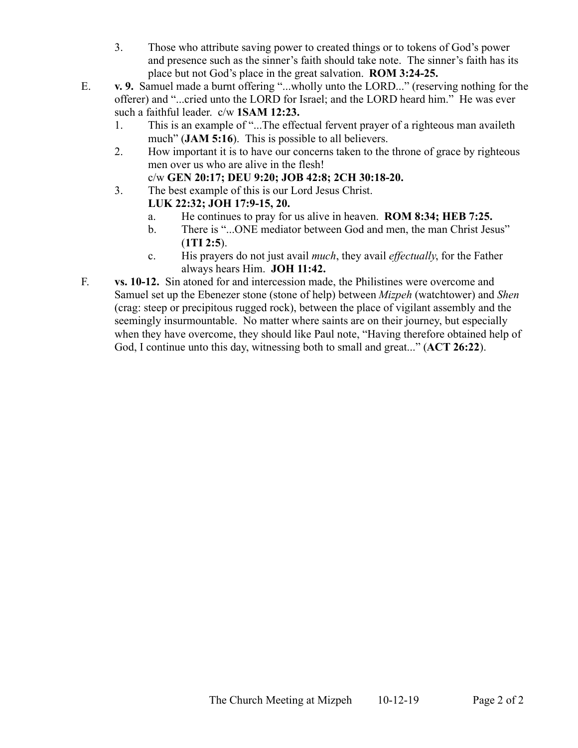3. Those who attribute saving power to created things or to tokens of God's power and presence such as the sinner's faith should take note. The sinner's faith has its place but not God's place in the great salvation. **ROM 3:24-25.**

E. **v. 9.** Samuel made a burnt offering "...wholly unto the LORD..." (reserving nothing for the offerer) and "...cried unto the LORD for Israel; and the LORD heard him." He was ever such a faithful leader. c/w **1SAM 12:23.**

1. This is an example of "...The effectual fervent prayer of a righteous man availeth much" (**JAM 5:16**). This is possible to all believers.
2. How important it is to have our concerns taken to the throne of grace by righteous men over us who are alive in the flesh!
   c/w **GEN 20:17; DEU 9:20; JOB 42:8; 2CH 30:18-20.**
3. The best example of this is our Lord Jesus Christ.
   **LUK 22:32; JOH 17:9-15, 20.**
   a. He continues to pray for us alive in heaven. **ROM 8:34; HEB 7:25.**
   b. There is "...ONE mediator between God and men, the man Christ Jesus" (**1TI 2:5**).
   c. His prayers do not just avail *much*, they avail *effectually*, for the Father always hears Him. **JOH 11:42.**

F. **vs. 10-12.** Sin atoned for and intercession made, the Philistines were overcome and Samuel set up the Ebenezer stone (stone of help) between *Mizpeh* (watchtower) and *Shen* (crag: steep or precipitous rugged rock), between the place of vigilant assembly and the seemingly insurmountable. No matter where saints are on their journey, but especially when they have overcome, they should like Paul note, "Having therefore obtained help of God, I continue unto this day, witnessing both to small and great..." (**ACT 26:22**).